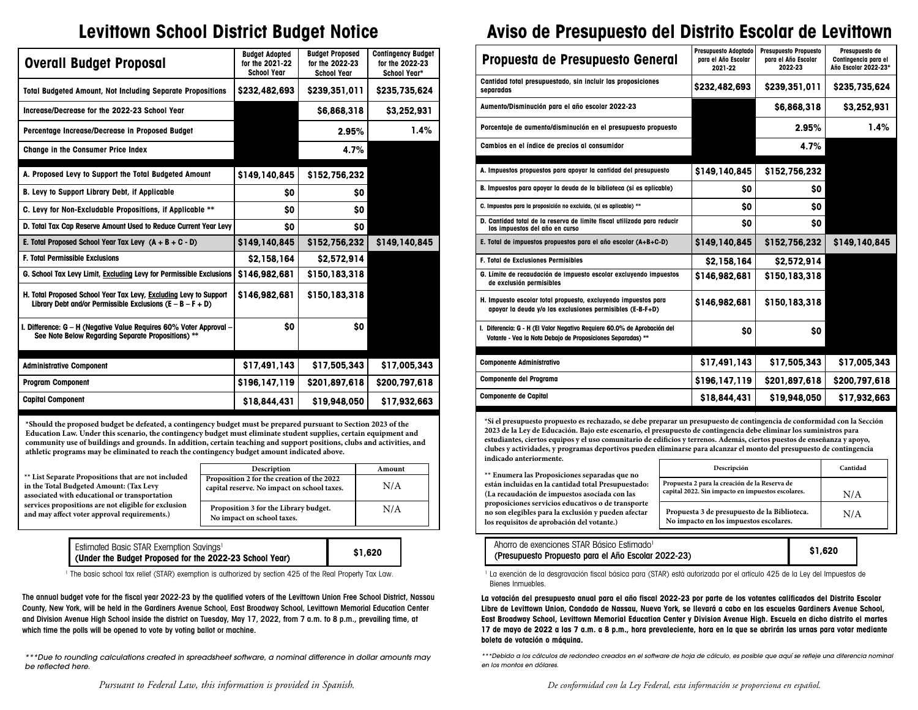# Levittown School District Budget Notice

| Overall Budget Proposal | Budget Adopted for the 2021-22 School Year | Budget Proposed for the 2022-23 School Year | Contingency Budget for the 2022-23 School Year* |
|---|---|---|---|
| Total Budgeted Amount, Not Including Separate Propositions | $232,482,693 | $239,351,011 | $235,735,624 |
| Increase/Decrease for the 2022-23 School Year | | $6,868,318 | $3,252,931 |
| Percentage Increase/Decrease in Proposed Budget | | 2.95% | 1.4% |
| Change in the Consumer Price Index | | 4.7% | |
| A. Proposed Levy to Support the Total Budgeted Amount | $149,140,845 | $152,756,232 | |
| B. Levy to Support Library Debt, if Applicable | $0 | $0 | |
| C. Levy for Non-Excludable Propositions, if Applicable ** | $0 | $0 | |
| D. Total Tax Cap Reserve Amount Used to Reduce Current Year Levy | $0 | $0 | |
| E. Total Proposed School Year Tax Levy (A + B + C - D) | $149,140,845 | $152,756,232 | $149,140,845 |
| F. Total Permissible Exclusions | $2,158,164 | $2,572,914 | |
| G. School Tax Levy Limit, Excluding Levy for Permissible Exclusions | $146,982,681 | $150,183,318 | |
| H. Total Proposed School Year Tax Levy, Excluding Levy to Support Library Debt and/or Permissible Exclusions (E – B – F + D) | $146,982,681 | $150,183,318 | |
| I. Difference: G – H (Negative Value Requires 60% Voter Approval – See Note Below Regarding Separate Propositions) ** | $0 | $0 | |
| Administrative Component | $17,491,143 | $17,505,343 | $17,005,343 |
| Program Component | $196,147,119 | $201,897,618 | $200,797,618 |
| Capital Component | $18,844,431 | $19,948,050 | $17,932,663 |

*Should the proposed budget be defeated, a contingency budget must be prepared pursuant to Section 2023 of the Education Law. Under this scenario, the contingency budget must eliminate student supplies, certain equipment and community use of buildings and grounds. In addition, certain teaching and support positions, clubs and activities, and athletic programs may be eliminated to reach the contingency budget amount indicated above.

** List Separate Propositions that are not included in the Total Budgeted Amount: (Tax Levy associated with educational or transportation services propositions are not eligible for exclusion and may affect voter approval requirements.)

| Description | Amount |
|---|---|
| Proposition 2 for the creation of the 2022 capital reserve. No impact on school taxes. | N/A |
| Proposition 3 for the Library budget. No impact on school taxes. | N/A |

| Estimated Basic STAR Exemption Savings[1] (Under the Budget Proposed for the 2022-23 School Year) | $1,620 |
|---|---|

[1] The basic school tax relief (STAR) exemption is authorized by section 425 of the Real Property Tax Law.

**The annual budget vote for the fiscal year 2022-23 by the qualified voters of the Levittown Union Free School District, Nassau County, New York, will be held in the Gardiners Avenue School, East Broadway School, Levittown Memorial Education Center and Division Avenue High School inside the district on Tuesday, May 17, 2022, from 7 a.m. to 8 p.m., prevailing time, at which time the polls will be opened to vote by voting ballot or machine.**

*\*\*\*Due to rounding calculations created in spreadsheet software, a nominal difference in dollar amounts may be reflected here.*

*Pursuant to Federal Law, this information is provided in Spanish.*

# Aviso de Presupuesto del Distrito Escolar de Levittown

| Propuesta de Presupuesto General | Presupuesto Adoptado para el Año Escolar 2021-22 | Presupuesto Propuesto para el Año Escolar 2022-23 | Presupuesto de Contingencia para el Año Escolar 2022-23* |
|---|---|---|---|
| Cantidad total presupuestado, sin incluir las proposiciones separadas | $232,482,693 | $239,351,011 | $235,735,624 |
| Aumento/Disminución para el año escolar 2022-23 | | $6,868,318 | $3,252,931 |
| Porcentaje de aumento/disminución en el presupuesto propuesto | | 2.95% | 1.4% |
| Cambios en el índice de precios al consumidor | | 4.7% | |
| A. Impuestos propuestos para apoyar la cantidad del presupuesto | $149,140,845 | $152,756,232 | |
| B. Impuestos para apoyar la deuda de la biblioteca (si es aplicable) | $0 | $0 | |
| C. Impuestos para la proposición no excluida, (si es aplicable) ** | $0 | $0 | |
| D. Cantidad total de la reserva de límite fiscal utilizada para reducir los impuestos del año en curso | $0 | $0 | |
| E. Total de impuestos propuestos para el año escolar (A+B+C-D) | $149,140,845 | $152,756,232 | $149,140,845 |
| F. Total de Exclusiones Permisibles | $2,158,164 | $2,572,914 | |
| G. Límite de recaudación de impuesto escolar excluyendo impuestos de exclusión permisibles | $146,982,681 | $150,183,318 | |
| H. Impuesto escolar total propuesto, excluyendo impuestos para apoyar la deuda y/o las exclusiones permisibles (E-B-F+D) | $146,982,681 | $150,183,318 | |
| I. Diferencia: G - H (El Valor Negativo Requiere 60.0% de Aprobación del Votante - Vea la Nota Debajo de Proposiciones Separadas) ** | $0 | $0 | |
| Componente Administrativo | $17,491,143 | $17,505,343 | $17,005,343 |
| Componente del Programa | $196,147,119 | $201,897,618 | $200,797,618 |
| Componente de Capital | $18,844,431 | $19,948,050 | $17,932,663 |

*Si el presupuesto propuesto es rechazado, se debe preparar un presupuesto de contingencia de conformidad con la Sección 2023 de la Ley de Educación. Bajo este escenario, el presupuesto de contingencia debe eliminar los suministros para estudiantes, ciertos equipos y el uso comunitario de edificios y terrenos. Además, ciertos puestos de enseñanza y apoyo, clubes y actividades, y programas deportivos pueden eliminarse para alcanzar el monto del presupuesto de contingencia indicado anteriormente.

** Enumera las Proposiciones separadas que no están incluidas en la cantidad total Presupuestado: (La recaudación de impuestos asociada con las proposiciones servicios educativos o de transporte no son elegibles para la exclusión y pueden afectar los requisitos de aprobación del votante.)

| Descripción | Cantidad |
|---|---|
| Propuesta 2 para la creación de la Reserva de capital 2022. Sin impacto en impuestos escolares. | N/A |
| Propuesta 3 de presupuesto de la Biblioteca. No impacto en los impuestos escolares. | N/A |

| Ahorro de exenciones STAR Básico Estimado[1] (Presupuesto Propuesto para el Año Escolar 2022-23) | $1,620 |
|---|---|

[1] La exención de la desgravación fiscal básica para (STAR) está autorizada por el artículo 425 de la Ley del Impuestos de Bienes Inmuebles.

**La votación del presupuesto anual para el año fiscal 2022-23 por parte de los votantes calificados del Distrito Escolar Libre de Levittown Union, Condado de Nassau, Nueva York, se llevará a cabo en las escuelas Gardiners Avenue School, East Broadway School, Levittown Memorial Education Center y Division Avenue High. Escuela en dicho distrito el martes 17 de mayo de 2022 a las 7 a.m. a 8 p.m., hora prevaleciente, hora en la que se abrirán las urnas para votar mediante boleta de votación o máquina.**

*\*\*\*Debido a los cálculos de redondeo creados en el software de hoja de cálculo, es posible que aquí se refleje una diferencia nominal en los montos en dólares.*

*De conformidad con la Ley Federal, esta información se proporciona en español.*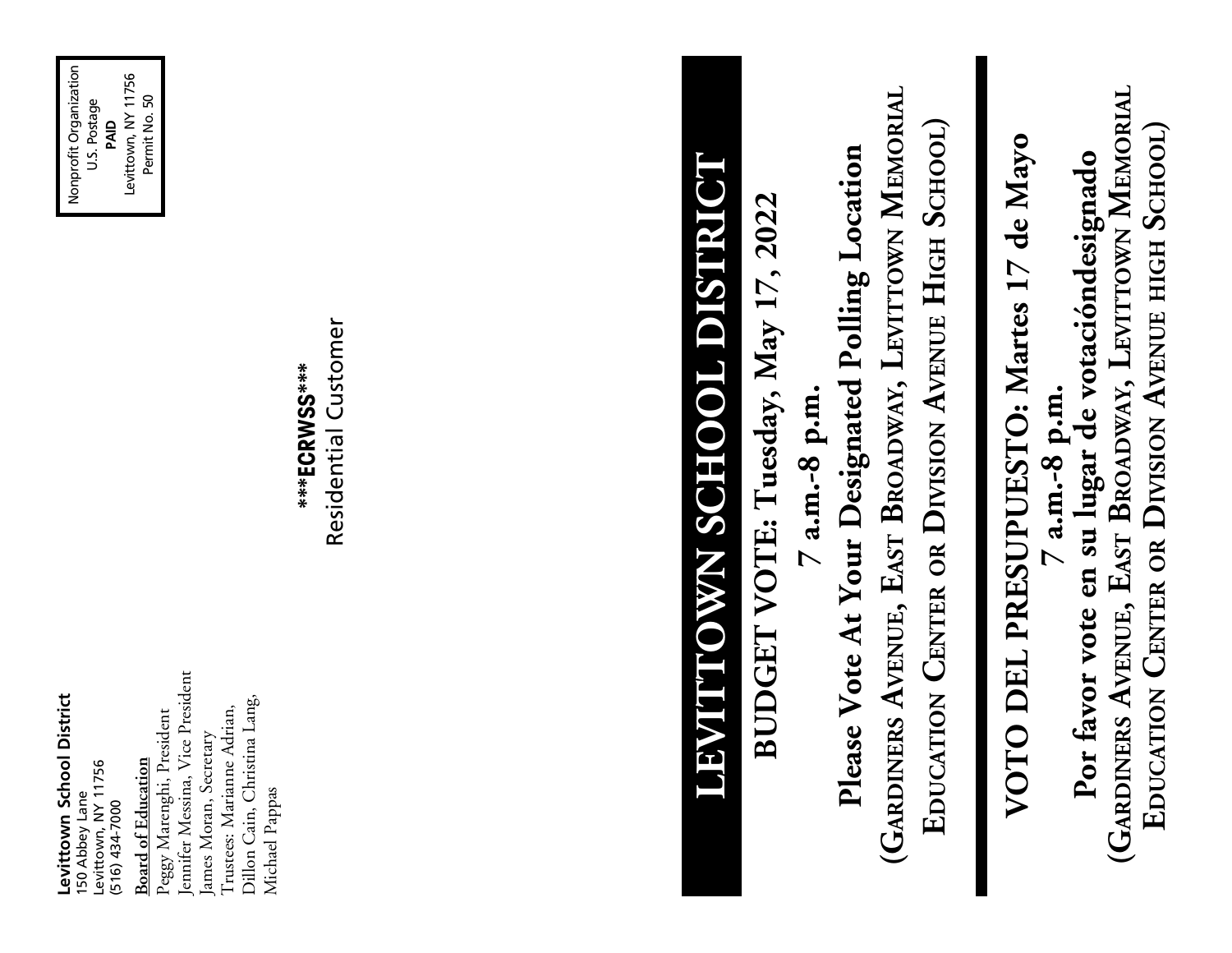**Levittown School District**
150 Abbey Lane
Levittown, NY 11756
(516) 434-7000

Board of Education
Peggy Marenghi, President
Jennifer Messina, Vice President
James Moran, Secretary
Trustees: Marianne Adrian,
Dillon Cain, Christina Lang,
Michael Pappas

Nonprofit Organization
U.S. Postage
**PAID**
Levittown, NY 11756
Permit No. 50

*****ECRWSS*****
Residential Customer

# LEVITTOWN SCHOOL DISTRICT

## BUDGET VOTE: Tuesday, May 17, 2022

**7 a.m.-8 p.m.**

**Please Vote At Your Designated Polling Location**
**(Gardiners Avenue, East Broadway, Levittown Memorial Education Center or Division Avenue High School)**

## VOTO DEL PRESUPUESTO: Martes 17 de Mayo

**7 a.m.-8 p.m.**

**Por favor vote en su lugar de votacióndesignado**
**(Gardiners Avenue, East Broadway, Levittown Memorial Education Center or Division Avenue high School)**